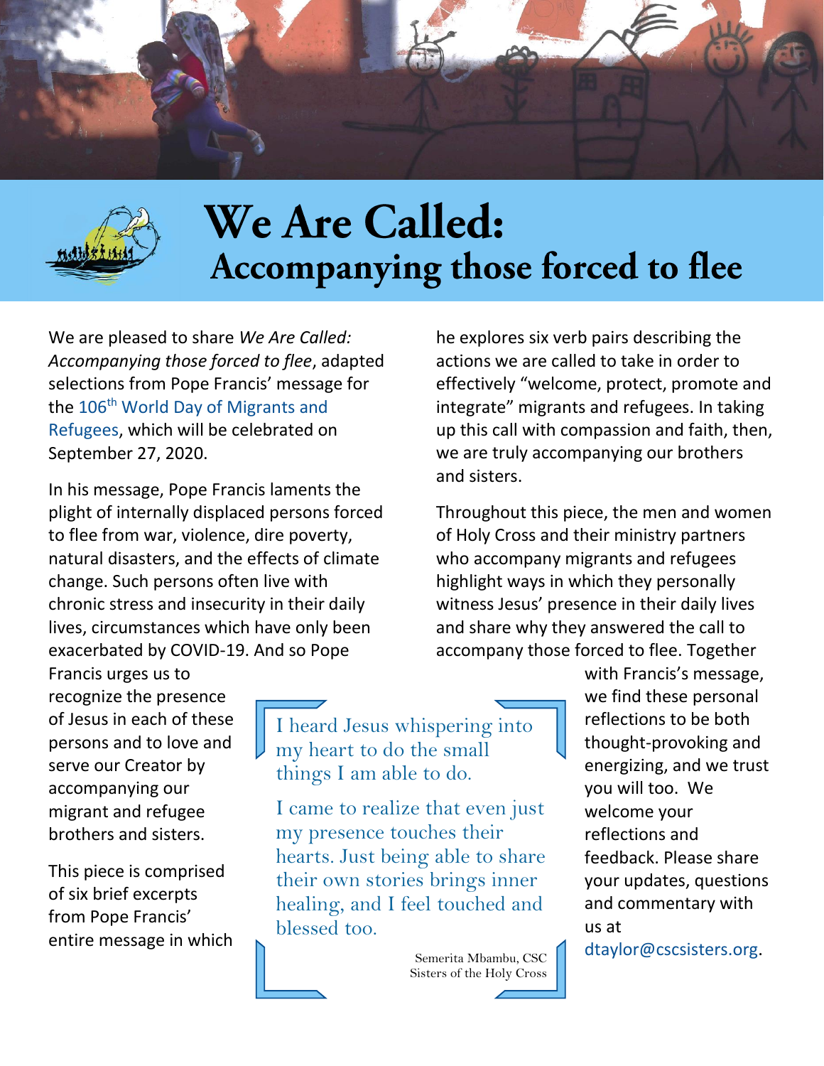# We Are Called:
## Accompanying those forced to flee

We are pleased to share *We Are Called: Accompanying those forced to flee*, adapted selections from Pope Francis' message for the 106th World Day of Migrants and Refugees, which will be celebrated on September 27, 2020.

In his message, Pope Francis laments the plight of internally displaced persons forced to flee from war, violence, dire poverty, natural disasters, and the effects of climate change. Such persons often live with chronic stress and insecurity in their daily lives, circumstances which have only been exacerbated by COVID-19. And so Pope Francis urges us to recognize the presence of Jesus in each of these persons and to love and serve our Creator by accompanying our migrant and refugee brothers and sisters.

This piece is comprised of six brief excerpts from Pope Francis' entire message in which he explores six verb pairs describing the actions we are called to take in order to effectively "welcome, protect, promote and integrate" migrants and refugees. In taking up this call with compassion and faith, then, we are truly accompanying our brothers and sisters.

Throughout this piece, the men and women of Holy Cross and their ministry partners who accompany migrants and refugees highlight ways in which they personally witness Jesus' presence in their daily lives and share why they answered the call to accompany those forced to flee. Together with Francis's message, we find these personal reflections to be both thought-provoking and energizing, and we trust you will too. We welcome your reflections and feedback. Please share your updates, questions and commentary with us at dtaylor@cscsisters.org.

> I heard Jesus whispering into my heart to do the small things I am able to do.
>
> I came to realize that even just my presence touches their hearts. Just being able to share their own stories brings inner healing, and I feel touched and blessed too.
>
> Semerita Mbambu, CSC
> Sisters of the Holy Cross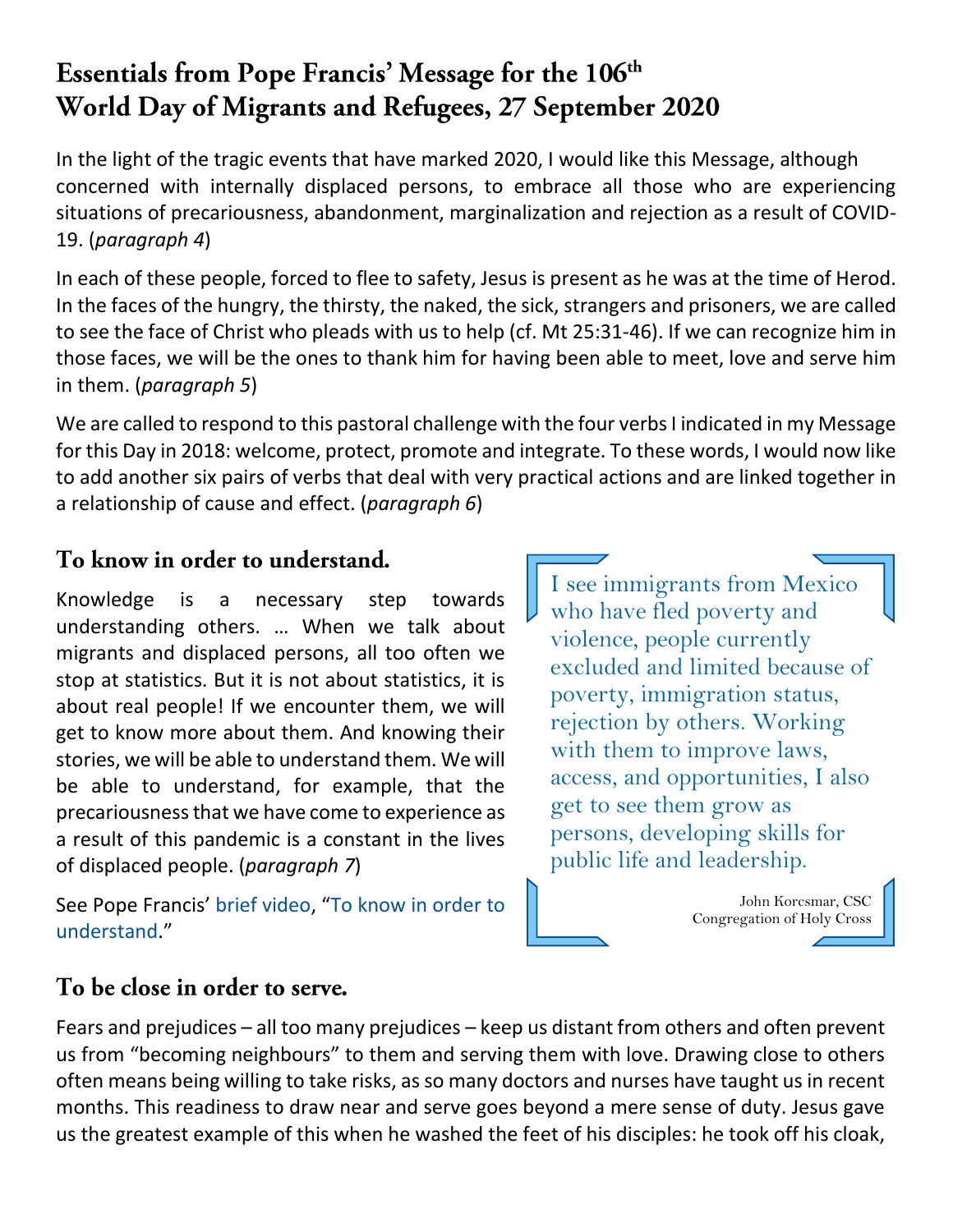# Essentials from Pope Francis' Message for the 106th World Day of Migrants and Refugees, 27 September 2020

In the light of the tragic events that have marked 2020, I would like this Message, although concerned with internally displaced persons, to embrace all those who are experiencing situations of precariousness, abandonment, marginalization and rejection as a result of COVID-19. (*paragraph 4*)

In each of these people, forced to flee to safety, Jesus is present as he was at the time of Herod. In the faces of the hungry, the thirsty, the naked, the sick, strangers and prisoners, we are called to see the face of Christ who pleads with us to help (cf. Mt 25:31-46). If we can recognize him in those faces, we will be the ones to thank him for having been able to meet, love and serve him in them. (*paragraph 5*)

We are called to respond to this pastoral challenge with the four verbs I indicated in my Message for this Day in 2018: welcome, protect, promote and integrate. To these words, I would now like to add another six pairs of verbs that deal with very practical actions and are linked together in a relationship of cause and effect. (*paragraph 6*)

## To know in order to understand.

Knowledge is a necessary step towards understanding others. … When we talk about migrants and displaced persons, all too often we stop at statistics. But it is not about statistics, it is about real people! If we encounter them, we will get to know more about them. And knowing their stories, we will be able to understand them. We will be able to understand, for example, that the precariousness that we have come to experience as a result of this pandemic is a constant in the lives of displaced people. (*paragraph 7*)

See Pope Francis' brief video, "To know in order to understand."

> I see immigrants from Mexico who have fled poverty and violence, people currently excluded and limited because of poverty, immigration status, rejection by others. Working with them to improve laws, access, and opportunities, I also get to see them grow as persons, developing skills for public life and leadership.
>
> John Korcsmar, CSC
> Congregation of Holy Cross

## To be close in order to serve.

Fears and prejudices – all too many prejudices – keep us distant from others and often prevent us from "becoming neighbours" to them and serving them with love. Drawing close to others often means being willing to take risks, as so many doctors and nurses have taught us in recent months. This readiness to draw near and serve goes beyond a mere sense of duty. Jesus gave us the greatest example of this when he washed the feet of his disciples: he took off his cloak,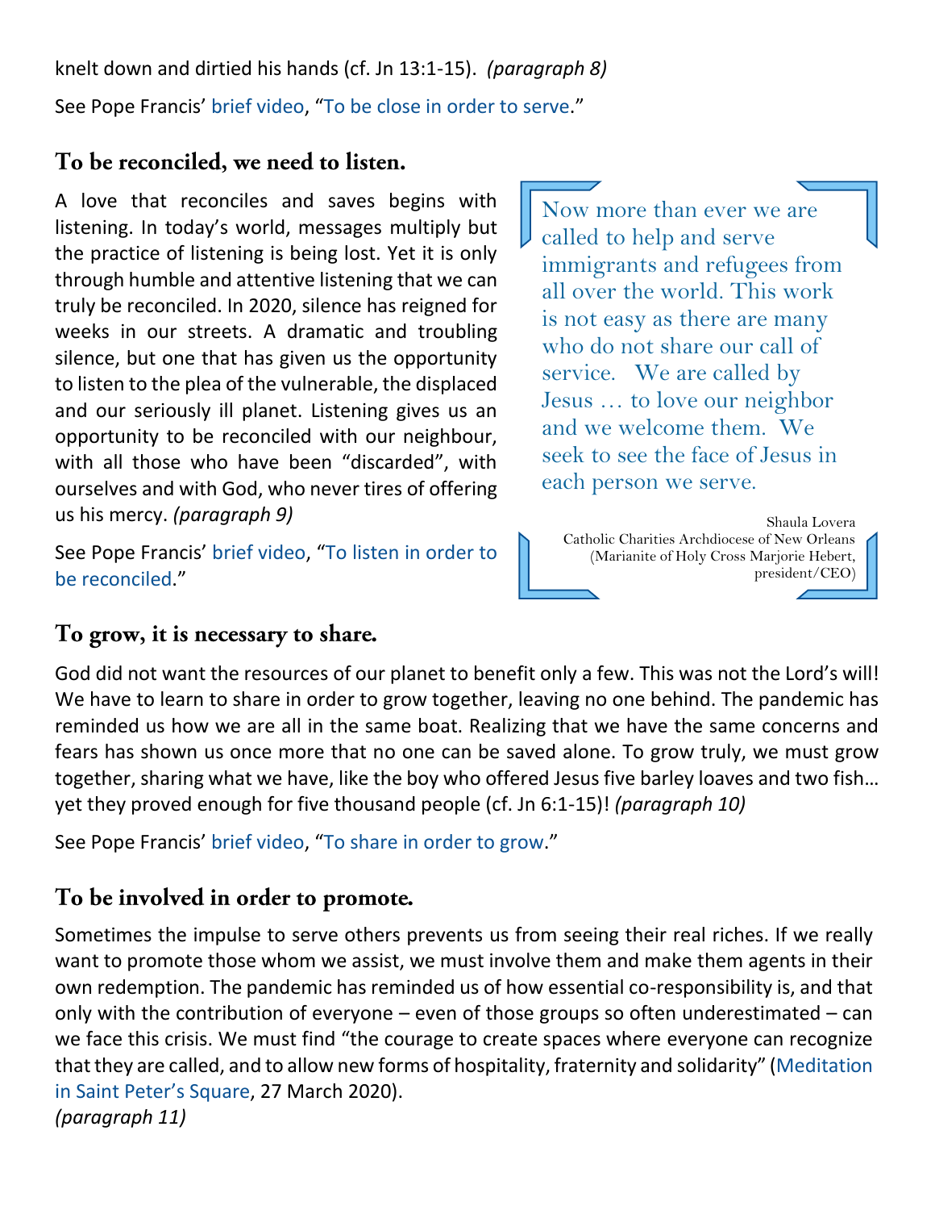knelt down and dirtied his hands (cf. Jn 13:1-15). *(paragraph 8)*

See Pope Francis' brief video, "To be close in order to serve."

## To be reconciled, we need to listen.

A love that reconciles and saves begins with listening. In today's world, messages multiply but the practice of listening is being lost. Yet it is only through humble and attentive listening that we can truly be reconciled. In 2020, silence has reigned for weeks in our streets. A dramatic and troubling silence, but one that has given us the opportunity to listen to the plea of the vulnerable, the displaced and our seriously ill planet. Listening gives us an opportunity to be reconciled with our neighbour, with all those who have been "discarded", with ourselves and with God, who never tires of offering us his mercy. *(paragraph 9)*

See Pope Francis' brief video, "To listen in order to be reconciled."

> Now more than ever we are called to help and serve immigrants and refugees from all over the world. This work is not easy as there are many who do not share our call of service. We are called by Jesus … to love our neighbor and we welcome them. We seek to see the face of Jesus in each person we serve.
>
> Shaula Lovera
> Catholic Charities Archdiocese of New Orleans
> (Marianite of Holy Cross Marjorie Hebert, president/CEO)

## To grow, it is necessary to share.

God did not want the resources of our planet to benefit only a few. This was not the Lord's will! We have to learn to share in order to grow together, leaving no one behind. The pandemic has reminded us how we are all in the same boat. Realizing that we have the same concerns and fears has shown us once more that no one can be saved alone. To grow truly, we must grow together, sharing what we have, like the boy who offered Jesus five barley loaves and two fish… yet they proved enough for five thousand people (cf. Jn 6:1-15)! *(paragraph 10)*

See Pope Francis' brief video, "To share in order to grow."

## To be involved in order to promote.

Sometimes the impulse to serve others prevents us from seeing their real riches. If we really want to promote those whom we assist, we must involve them and make them agents in their own redemption. The pandemic has reminded us of how essential co-responsibility is, and that only with the contribution of everyone – even of those groups so often underestimated – can we face this crisis. We must find "the courage to create spaces where everyone can recognize that they are called, and to allow new forms of hospitality, fraternity and solidarity" (Meditation in Saint Peter's Square, 27 March 2020).
*(paragraph 11)*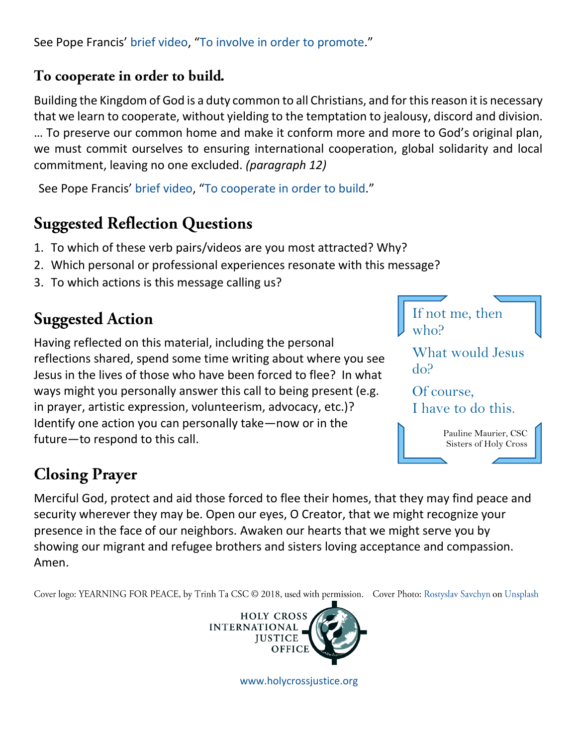See Pope Francis' brief video, "To involve in order to promote."

### To cooperate in order to build.

Building the Kingdom of God is a duty common to all Christians, and for this reason it is necessary that we learn to cooperate, without yielding to the temptation to jealousy, discord and division. … To preserve our common home and make it conform more and more to God's original plan, we must commit ourselves to ensuring international cooperation, global solidarity and local commitment, leaving no one excluded. *(paragraph 12)*

See Pope Francis' brief video, "To cooperate in order to build."

## Suggested Reflection Questions

1. To which of these verb pairs/videos are you most attracted? Why?
2. Which personal or professional experiences resonate with this message?
3. To which actions is this message calling us?

## Suggested Action

Having reflected on this material, including the personal reflections shared, spend some time writing about where you see Jesus in the lives of those who have been forced to flee? In what ways might you personally answer this call to being present (e.g. in prayer, artistic expression, volunteerism, advocacy, etc.)? Identify one action you can personally take—now or in the future—to respond to this call.

> If not me, then who?
>
> What would Jesus do?
>
> Of course, I have to do this.
>
> Pauline Maurier, CSC
> Sisters of Holy Cross

## Closing Prayer

Merciful God, protect and aid those forced to flee their homes, that they may find peace and security wherever they may be. Open our eyes, O Creator, that we might recognize your presence in the face of our neighbors. Awaken our hearts that we might serve you by showing our migrant and refugee brothers and sisters loving acceptance and compassion. Amen.

Cover logo: YEARNING FOR PEACE, by Trinh Ta CSC © 2018, used with permission. Cover Photo: Rostyslav Savchyn on Unsplash

HOLY CROSS INTERNATIONAL JUSTICE OFFICE

www.holycrossjustice.org